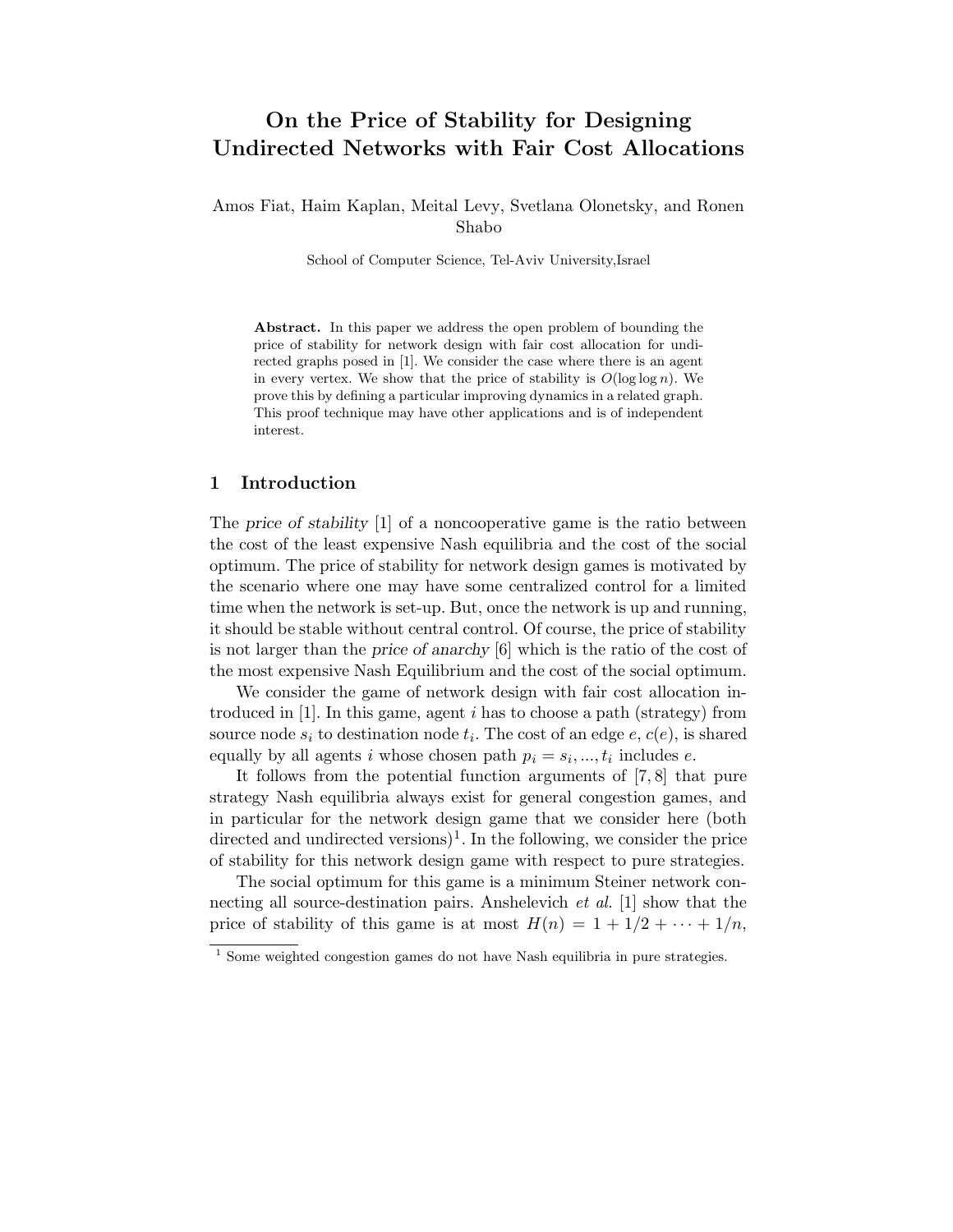# On the Price of Stability for Designing Undirected Networks with Fair Cost Allocations

Amos Fiat, Haim Kaplan, Meital Levy, Svetlana Olonetsky, and Ronen Shabo

School of Computer Science, Tel-Aviv University,Israel

**Abstract.** In this paper we address the open problem of bounding the price of stability for network design with fair cost allocation for undirected graphs posed in [1]. We consider the case where there is an agent in every vertex. We show that the price of stability is $O(\log \log n)$. We prove this by defining a particular improving dynamics in a related graph. This proof technique may have other applications and is of independent interest.

## 1 Introduction

The *price of stability* [1] of a noncooperative game is the ratio between the cost of the least expensive Nash equilibria and the cost of the social optimum. The price of stability for network design games is motivated by the scenario where one may have some centralized control for a limited time when the network is set-up. But, once the network is up and running, it should be stable without central control. Of course, the price of stability is not larger than the *price of anarchy* [6] which is the ratio of the cost of the most expensive Nash Equilibrium and the cost of the social optimum.

We consider the game of network design with fair cost allocation introduced in [1]. In this game, agent $i$ has to choose a path (strategy) from source node $s_i$ to destination node $t_i$. The cost of an edge $e$, $c(e)$, is shared equally by all agents $i$ whose chosen path $p_i = s_i, ..., t_i$ includes $e$.

It follows from the potential function arguments of [7, 8] that pure strategy Nash equilibria always exist for general congestion games, and in particular for the network design game that we consider here (both directed and undirected versions)[1]. In the following, we consider the price of stability for this network design game with respect to pure strategies.

The social optimum for this game is a minimum Steiner network connecting all source-destination pairs. Anshelevich *et al.* [1] show that the price of stability of this game is at most $H(n) = 1 + 1/2 + \cdots + 1/n$,

[1] Some weighted congestion games do not have Nash equilibria in pure strategies.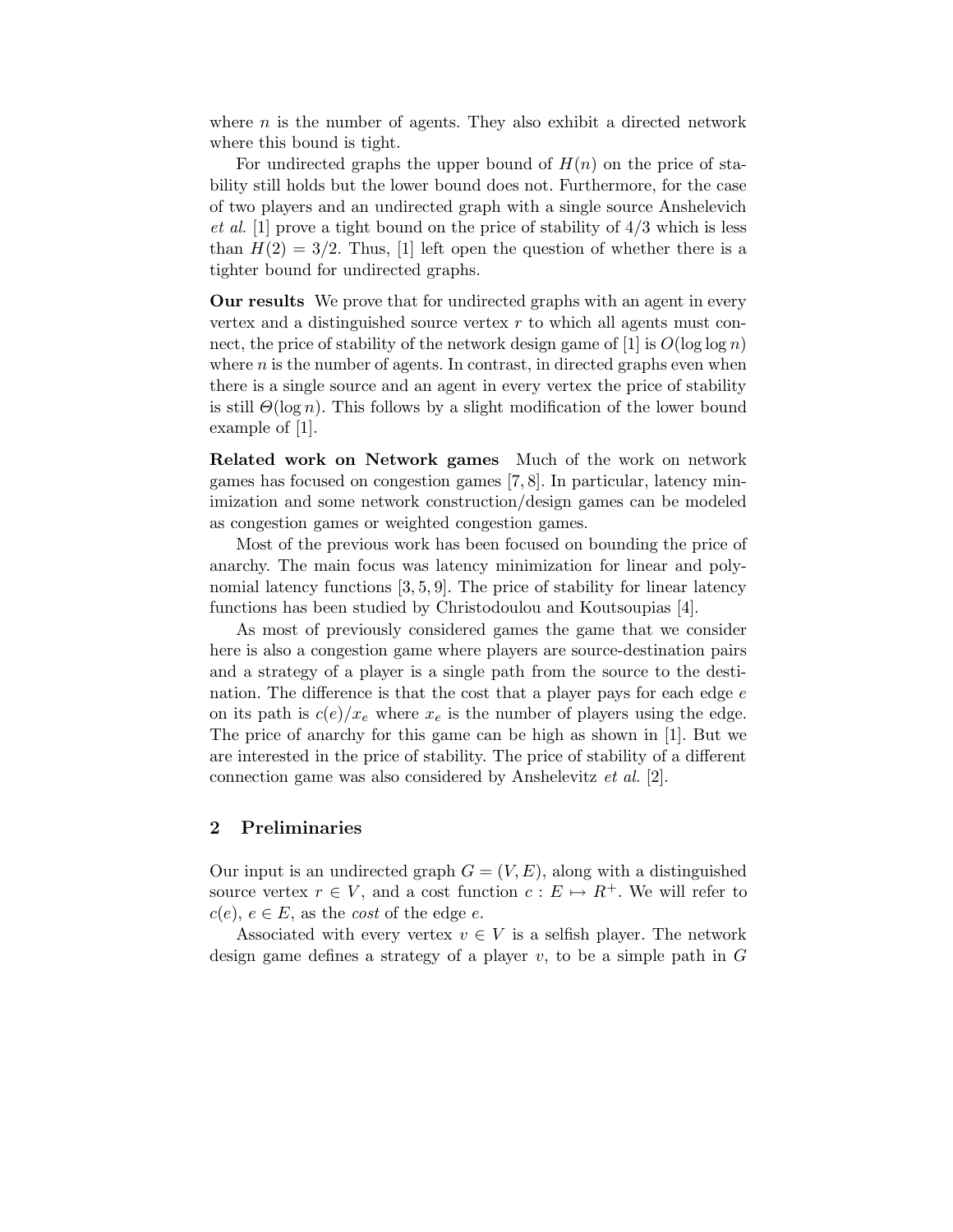where $n$ is the number of agents. They also exhibit a directed network where this bound is tight.

For undirected graphs the upper bound of $H(n)$ on the price of stability still holds but the lower bound does not. Furthermore, for the case of two players and an undirected graph with a single source Anshelevich *et al.* [1] prove a tight bound on the price of stability of 4/3 which is less than $H(2) = 3/2$. Thus, [1] left open the question of whether there is a tighter bound for undirected graphs.

**Our results** We prove that for undirected graphs with an agent in every vertex and a distinguished source vertex $r$ to which all agents must connect, the price of stability of the network design game of [1] is $O(\log \log n)$ where $n$ is the number of agents. In contrast, in directed graphs even when there is a single source and an agent in every vertex the price of stability is still $\Theta(\log n)$. This follows by a slight modification of the lower bound example of [1].

**Related work on Network games** Much of the work on network games has focused on congestion games [7, 8]. In particular, latency minimization and some network construction/design games can be modeled as congestion games or weighted congestion games.

Most of the previous work has been focused on bounding the price of anarchy. The main focus was latency minimization for linear and polynomial latency functions [3, 5, 9]. The price of stability for linear latency functions has been studied by Christodoulou and Koutsoupias [4].

As most of previously considered games the game that we consider here is also a congestion game where players are source-destination pairs and a strategy of a player is a single path from the source to the destination. The difference is that the cost that a player pays for each edge $e$ on its path is $c(e)/x_e$ where $x_e$ is the number of players using the edge. The price of anarchy for this game can be high as shown in [1]. But we are interested in the price of stability. The price of stability of a different connection game was also considered by Anshelevitz *et al.* [2].

## 2 Preliminaries

Our input is an undirected graph $G = (V, E)$, along with a distinguished source vertex $r \in V$, and a cost function $c : E \mapsto R^{+}$. We will refer to $c(e)$, $e \in E$, as the *cost* of the edge $e$.

Associated with every vertex $v \in V$ is a selfish player. The network design game defines a strategy of a player $v$, to be a simple path in $G$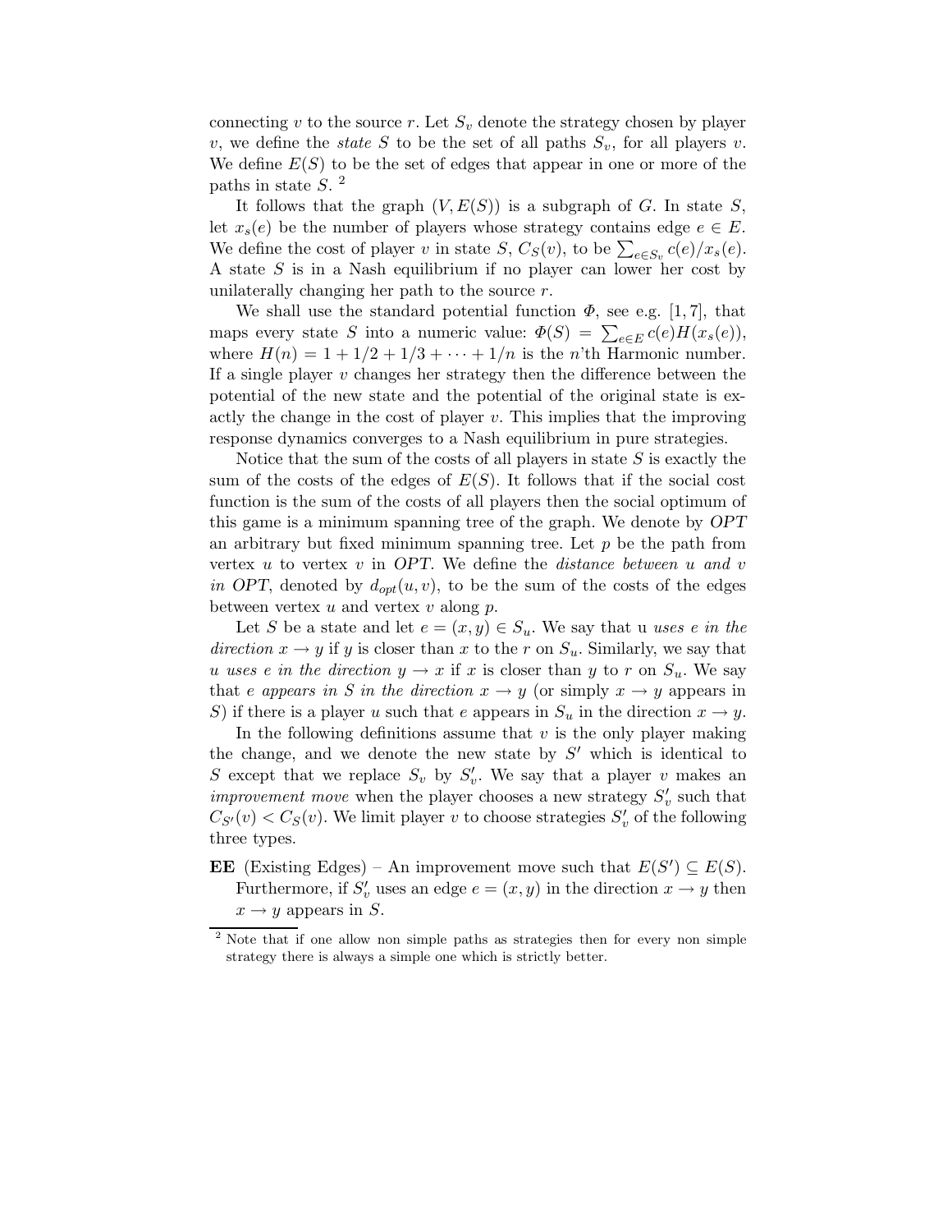connecting $v$ to the source $r$. Let $S_v$ denote the strategy chosen by player $v$, we define the *state* $S$ to be the set of all paths $S_v$, for all players $v$. We define $E(S)$ to be the set of edges that appear in one or more of the paths in state $S$. [2]

It follows that the graph $(V, E(S))$ is a subgraph of $G$. In state $S$, let $x_s(e)$ be the number of players whose strategy contains edge $e \in E$. We define the cost of player $v$ in state $S$, $C_S(v)$, to be $\sum_{e \in S_v} c(e)/x_s(e)$. A state $S$ is in a Nash equilibrium if no player can lower her cost by unilaterally changing her path to the source $r$.

We shall use the standard potential function $\Phi$, see e.g. [1, 7], that maps every state $S$ into a numeric value: $\Phi(S) = \sum_{e \in E} c(e) H(x_s(e))$, where $H(n) = 1 + 1/2 + 1/3 + \cdots + 1/n$ is the $n$'th Harmonic number. If a single player $v$ changes her strategy then the difference between the potential of the new state and the potential of the original state is exactly the change in the cost of player $v$. This implies that the improving response dynamics converges to a Nash equilibrium in pure strategies.

Notice that the sum of the costs of all players in state $S$ is exactly the sum of the costs of the edges of $E(S)$. It follows that if the social cost function is the sum of the costs of all players then the social optimum of this game is a minimum spanning tree of the graph. We denote by $OPT$ an arbitrary but fixed minimum spanning tree. Let $p$ be the path from vertex $u$ to vertex $v$ in $OPT$. We define the *distance between $u$ and $v$ in OPT*, denoted by $d_{opt}(u, v)$, to be the sum of the costs of the edges between vertex $u$ and vertex $v$ along $p$.

Let $S$ be a state and let $e = (x, y) \in S_u$. We say that u *uses e in the direction $x \to y$* if $y$ is closer than $x$ to the $r$ on $S_u$. Similarly, we say that $u$ *uses e in the direction $y \to x$* if $x$ is closer than $y$ to $r$ on $S_u$. We say that *e appears in S in the direction $x \to y$* (or simply $x \to y$ appears in $S$) if there is a player $u$ such that $e$ appears in $S_u$ in the direction $x \to y$.

In the following definitions assume that $v$ is the only player making the change, and we denote the new state by $S'$ which is identical to $S$ except that we replace $S_v$ by $S'_v$. We say that a player $v$ makes an *improvement move* when the player chooses a new strategy $S'_v$ such that $C_{S'}(v) < C_S(v)$. We limit player $v$ to choose strategies $S'_v$ of the following three types.

**EE** (Existing Edges) – An improvement move such that $E(S') \subseteq E(S)$. Furthermore, if $S'_v$ uses an edge $e = (x, y)$ in the direction $x \to y$ then $x \to y$ appears in $S$.

---

[2] Note that if one allow non simple paths as strategies then for every non simple strategy there is always a simple one which is strictly better.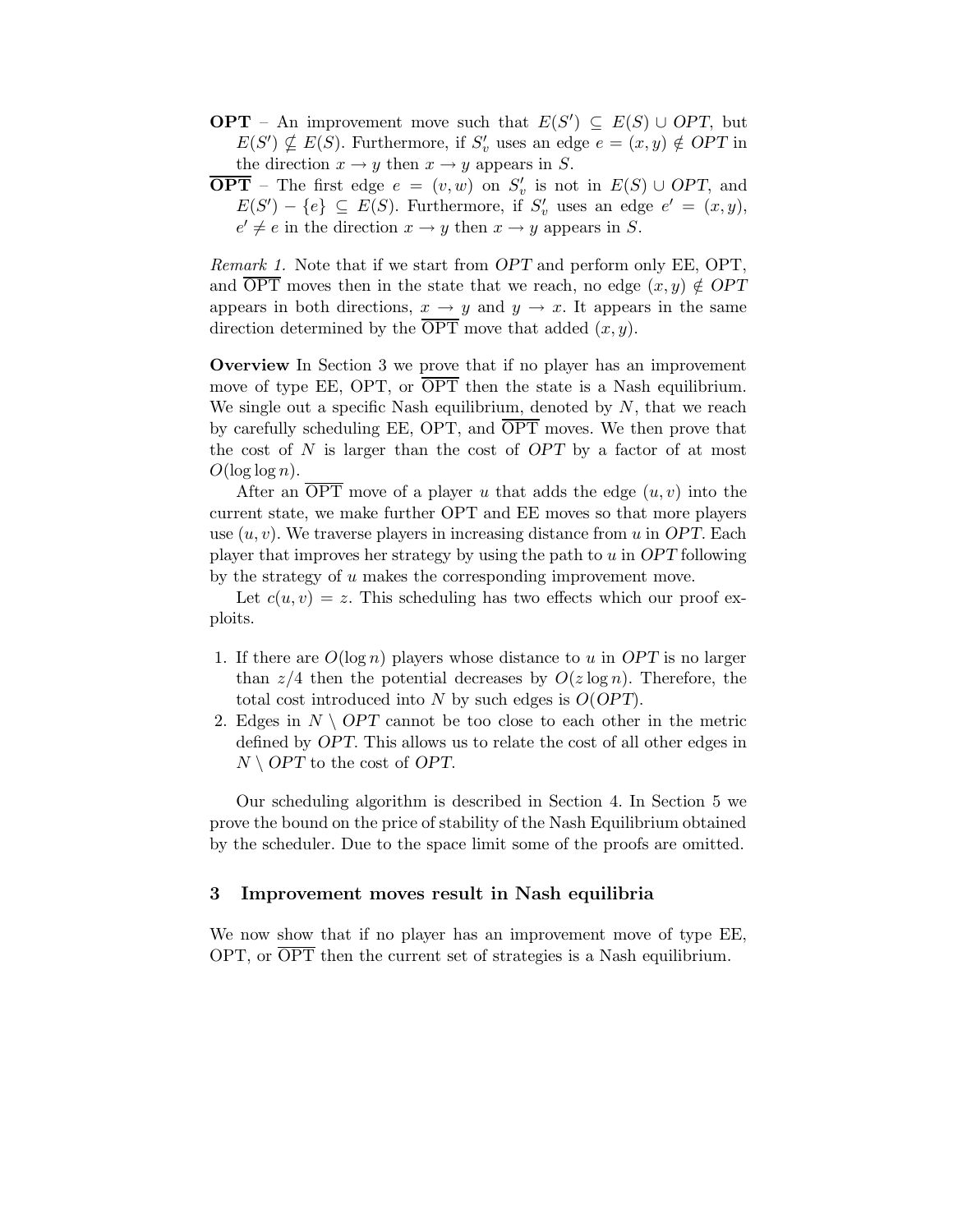- **OPT** – An improvement move such that $E(S') \subseteq E(S) \cup OPT$, but $E(S') \nsubseteq E(S)$. Furthermore, if $S'_v$ uses an edge $e = (x, y) \notin OPT$ in the direction $x \rightarrow y$ then $x \rightarrow y$ appears in $S$.
- $\overline{\textbf{OPT}}$ – The first edge $e = (v, w)$ on $S'_v$ is not in $E(S) \cup OPT$, and $E(S') - \{e\} \subseteq E(S)$. Furthermore, if $S'_v$ uses an edge $e' = (x, y)$, $e' \neq e$ in the direction $x \rightarrow y$ then $x \rightarrow y$ appears in $S$.

*Remark 1.* Note that if we start from $OPT$ and perform only EE, OPT, and $\overline{\text{OPT}}$ moves then in the state that we reach, no edge $(x, y) \notin OPT$ appears in both directions, $x \rightarrow y$ and $y \rightarrow x$. It appears in the same direction determined by the $\overline{\text{OPT}}$ move that added $(x, y)$.

**Overview** In Section 3 we prove that if no player has an improvement move of type EE, OPT, or $\overline{\text{OPT}}$ then the state is a Nash equilibrium. We single out a specific Nash equilibrium, denoted by $N$, that we reach by carefully scheduling EE, OPT, and $\overline{\text{OPT}}$ moves. We then prove that the cost of $N$ is larger than the cost of $OPT$ by a factor of at most $O(\log \log n)$.

After an $\overline{\text{OPT}}$ move of a player $u$ that adds the edge $(u, v)$ into the current state, we make further OPT and EE moves so that more players use $(u, v)$. We traverse players in increasing distance from $u$ in $OPT$. Each player that improves her strategy by using the path to $u$ in $OPT$ following by the strategy of $u$ makes the corresponding improvement move.

Let $c(u, v) = z$. This scheduling has two effects which our proof exploits.

1. If there are $O(\log n)$ players whose distance to $u$ in $OPT$ is no larger than $z/4$ then the potential decreases by $O(z \log n)$. Therefore, the total cost introduced into $N$ by such edges is $O(OPT)$.
2. Edges in $N \setminus OPT$ cannot be too close to each other in the metric defined by $OPT$. This allows us to relate the cost of all other edges in $N \setminus OPT$ to the cost of $OPT$.

Our scheduling algorithm is described in Section 4. In Section 5 we prove the bound on the price of stability of the Nash Equilibrium obtained by the scheduler. Due to the space limit some of the proofs are omitted.

## 3 Improvement moves result in Nash equilibria

We now show that if no player has an improvement move of type EE, OPT, or $\overline{\text{OPT}}$ then the current set of strategies is a Nash equilibrium.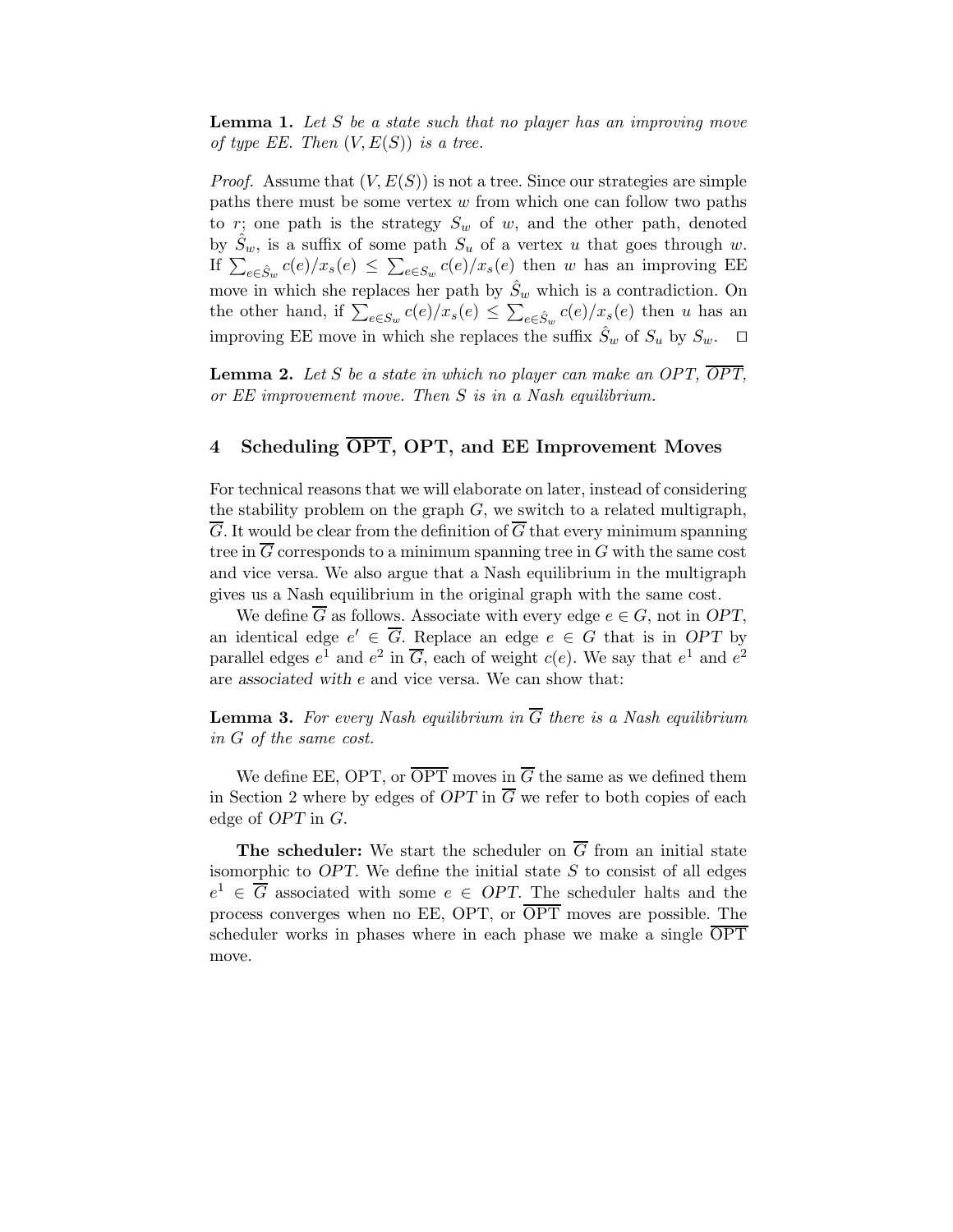**Lemma 1.** *Let $S$ be a state such that no player has an improving move of type EE. Then $(V, E(S))$ is a tree.*

*Proof.* Assume that $(V, E(S))$ is not a tree. Since our strategies are simple paths there must be some vertex $w$ from which one can follow two paths to $r$; one path is the strategy $S_w$ of $w$, and the other path, denoted by $\hat{S}_w$, is a suffix of some path $S_u$ of a vertex $u$ that goes through $w$. If $\sum_{e \in \hat{S}_w} c(e)/x_s(e) \leq \sum_{e \in S_w} c(e)/x_s(e)$ then $w$ has an improving EE move in which she replaces her path by $\hat{S}_w$ which is a contradiction. On the other hand, if $\sum_{e \in S_w} c(e)/x_s(e) \leq \sum_{e \in \hat{S}_w} c(e)/x_s(e)$ then $u$ has an improving EE move in which she replaces the suffix $\hat{S}_w$ of $S_u$ by $S_w$. □

**Lemma 2.** *Let $S$ be a state in which no player can make an OPT, $\overline{OPT}$, or EE improvement move. Then $S$ is in a Nash equilibrium.*

## 4 Scheduling $\overline{\text{OPT}}$, OPT, and EE Improvement Moves

For technical reasons that we will elaborate on later, instead of considering the stability problem on the graph $G$, we switch to a related multigraph, $\overline{G}$. It would be clear from the definition of $\overline{G}$ that every minimum spanning tree in $\overline{G}$ corresponds to a minimum spanning tree in $G$ with the same cost and vice versa. We also argue that a Nash equilibrium in the multigraph gives us a Nash equilibrium in the original graph with the same cost.

We define $\overline{G}$ as follows. Associate with every edge $e \in G$, not in *OPT*, an identical edge $e' \in \overline{G}$. Replace an edge $e \in G$ that is in *OPT* by parallel edges $e^1$ and $e^2$ in $\overline{G}$, each of weight $c(e)$. We say that $e^1$ and $e^2$ are *associated with* $e$ and vice versa. We can show that:

**Lemma 3.** *For every Nash equilibrium in $\overline{G}$ there is a Nash equilibrium in $G$ of the same cost.*

We define EE, OPT, or $\overline{\text{OPT}}$ moves in $\overline{G}$ the same as we defined them in Section 2 where by edges of *OPT* in $\overline{G}$ we refer to both copies of each edge of *OPT* in $G$.

**The scheduler:** We start the scheduler on $\overline{G}$ from an initial state isomorphic to *OPT*. We define the initial state $S$ to consist of all edges $e^1 \in \overline{G}$ associated with some $e \in OPT$. The scheduler halts and the process converges when no EE, OPT, or $\overline{\text{OPT}}$ moves are possible. The scheduler works in phases where in each phase we make a single $\overline{\text{OPT}}$ move.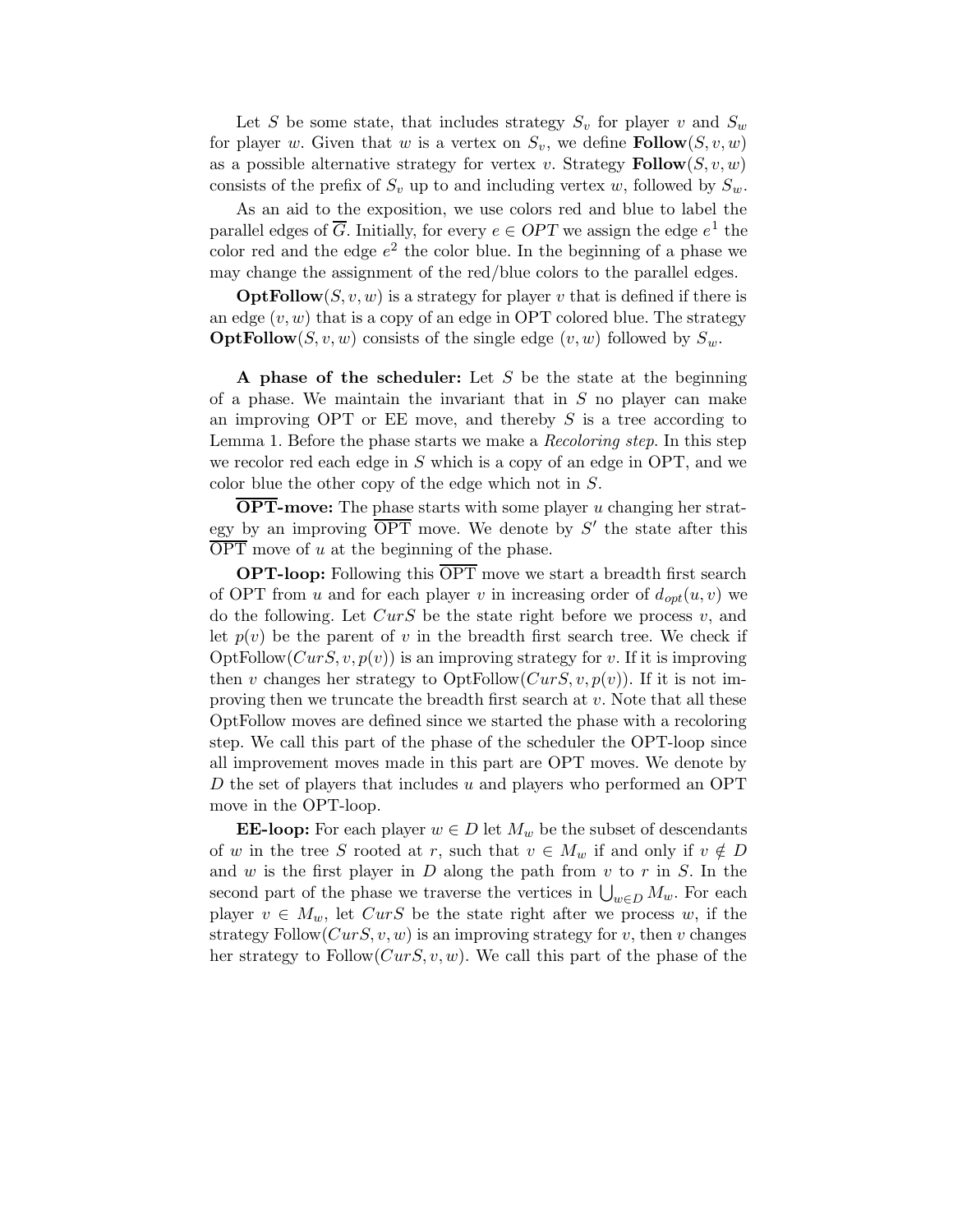Let $S$ be some state, that includes strategy $S_v$ for player $v$ and $S_w$ for player $w$. Given that $w$ is a vertex on $S_v$, we define **Follow**$(S, v, w)$ as a possible alternative strategy for vertex $v$. Strategy **Follow**$(S, v, w)$ consists of the prefix of $S_v$ up to and including vertex $w$, followed by $S_w$.

As an aid to the exposition, we use colors red and blue to label the parallel edges of $\overline{G}$. Initially, for every $e \in OPT$ we assign the edge $e^1$ the color red and the edge $e^2$ the color blue. In the beginning of a phase we may change the assignment of the red/blue colors to the parallel edges.

**OptFollow**$(S, v, w)$ is a strategy for player $v$ that is defined if there is an edge $(v, w)$ that is a copy of an edge in OPT colored blue. The strategy **OptFollow**$(S, v, w)$ consists of the single edge $(v, w)$ followed by $S_w$.

**A phase of the scheduler:** Let $S$ be the state at the beginning of a phase. We maintain the invariant that in $S$ no player can make an improving OPT or EE move, and thereby $S$ is a tree according to Lemma 1. Before the phase starts we make a *Recoloring step*. In this step we recolor red each edge in $S$ which is a copy of an edge in OPT, and we color blue the other copy of the edge which not in $S$.

**$\overline{\text{OPT}}$-move:** The phase starts with some player $u$ changing her strategy by an improving $\overline{\text{OPT}}$ move. We denote by $S'$ the state after this $\overline{\text{OPT}}$ move of $u$ at the beginning of the phase.

**OPT-loop:** Following this $\overline{\text{OPT}}$ move we start a breadth first search of OPT from $u$ and for each player $v$ in increasing order of $d_{opt}(u, v)$ we do the following. Let $CurS$ be the state right before we process $v$, and let $p(v)$ be the parent of $v$ in the breadth first search tree. We check if OptFollow$(CurS, v, p(v))$ is an improving strategy for $v$. If it is improving then $v$ changes her strategy to OptFollow$(CurS, v, p(v))$. If it is not improving then we truncate the breadth first search at $v$. Note that all these OptFollow moves are defined since we started the phase with a recoloring step. We call this part of the phase of the scheduler the OPT-loop since all improvement moves made in this part are OPT moves. We denote by $D$ the set of players that includes $u$ and players who performed an OPT move in the OPT-loop.

**EE-loop:** For each player $w \in D$ let $M_w$ be the subset of descendants of $w$ in the tree $S$ rooted at $r$, such that $v \in M_w$ if and only if $v \notin D$ and $w$ is the first player in $D$ along the path from $v$ to $r$ in $S$. In the second part of the phase we traverse the vertices in $\bigcup_{w \in D} M_w$. For each player $v \in M_w$, let $CurS$ be the state right after we process $w$, if the strategy Follow$(CurS, v, w)$ is an improving strategy for $v$, then $v$ changes her strategy to Follow$(CurS, v, w)$. We call this part of the phase of the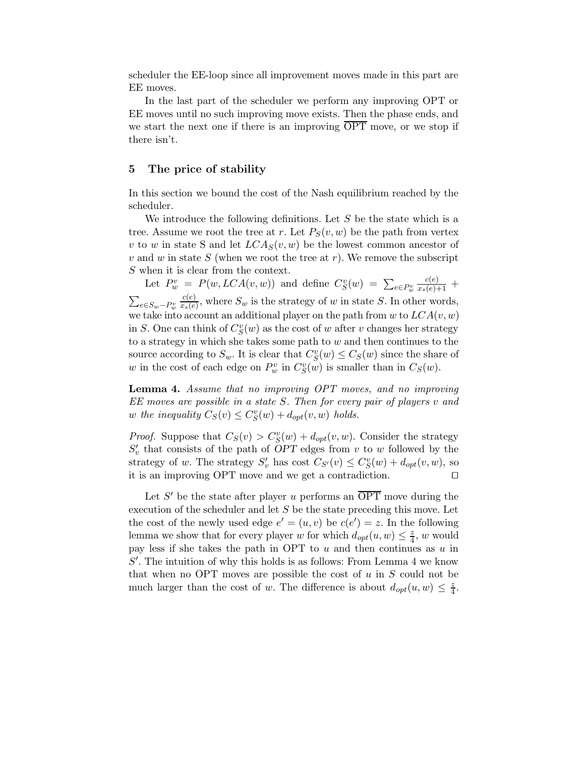scheduler the EE-loop since all improvement moves made in this part are EE moves.

In the last part of the scheduler we perform any improving OPT or EE moves until no such improving move exists. Then the phase ends, and we start the next one if there is an improving $\overline{\text{OPT}}$ move, or we stop if there isn't.

## 5 The price of stability

In this section we bound the cost of the Nash equilibrium reached by the scheduler.

We introduce the following definitions. Let $S$ be the state which is a tree. Assume we root the tree at $r$. Let $P_S(v,w)$ be the path from vertex $v$ to $w$ in state S and let $LCA_S(v,w)$ be the lowest common ancestor of $v$ and $w$ in state $S$ (when we root the tree at $r$). We remove the subscript $S$ when it is clear from the context.

Let $P^v_w = P(w, LCA(v,w))$ and define $C^v_S(w) = \sum_{e \in P^v_w} \frac{c(e)}{x_s(e)+1} + \sum_{e \in S_w - P^v_w} \frac{c(e)}{x_s(e)}$, where $S_w$ is the strategy of $w$ in state $S$. In other words, we take into account an additional player on the path from $w$ to $LCA(v,w)$ in $S$. One can think of $C^v_S(w)$ as the cost of $w$ after $v$ changes her strategy to a strategy in which she takes some path to $w$ and then continues to the source according to $S_w$. It is clear that $C^v_S(w) \leq C_S(w)$ since the share of $w$ in the cost of each edge on $P^v_w$ in $C^v_S(w)$ is smaller than in $C_S(w)$.

**Lemma 4.** *Assume that no improving OPT moves, and no improving EE moves are possible in a state $S$. Then for every pair of players $v$ and $w$ the inequality $C_S(v) \leq C^v_S(w) + d_{opt}(v,w)$ holds.*

*Proof.* Suppose that $C_S(v) > C^v_S(w) + d_{opt}(v,w)$. Consider the strategy $S'_v$ that consists of the path of *OPT* edges from $v$ to $w$ followed by the strategy of $w$. The strategy $S'_v$ has cost $C_{S'}(v) \leq C^v_S(w) + d_{opt}(v,w)$, so it is an improving OPT move and we get a contradiction. □

Let $S'$ be the state after player $u$ performs an $\overline{\text{OPT}}$ move during the execution of the scheduler and let $S$ be the state preceding this move. Let the cost of the newly used edge $e' = (u,v)$ be $c(e') = z$. In the following lemma we show that for every player $w$ for which $d_{opt}(u,w) \leq \frac{z}{4}$, $w$ would pay less if she takes the path in OPT to $u$ and then continues as $u$ in $S'$. The intuition of why this holds is as follows: From Lemma 4 we know that when no OPT moves are possible the cost of $u$ in $S$ could not be much larger than the cost of $w$. The difference is about $d_{opt}(u,w) \leq \frac{z}{4}$.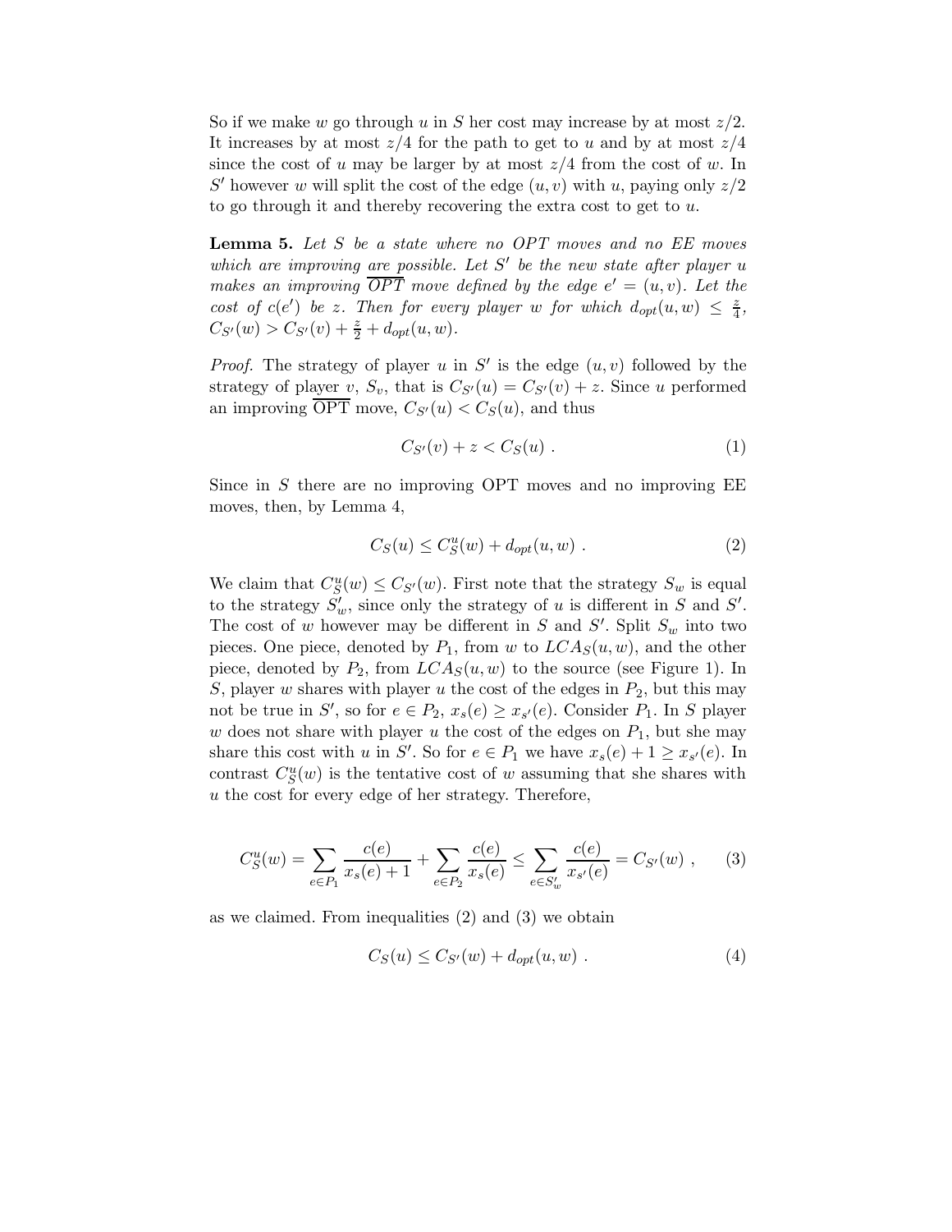So if we make $w$ go through $u$ in $S$ her cost may increase by at most $z/2$. It increases by at most $z/4$ for the path to get to $u$ and by at most $z/4$ since the cost of $u$ may be larger by at most $z/4$ from the cost of $w$. In $S'$ however $w$ will split the cost of the edge $(u, v)$ with $u$, paying only $z/2$ to go through it and thereby recovering the extra cost to get to $u$.

**Lemma 5.** *Let $S$ be a state where no OPT moves and no EE moves which are improving are possible. Let $S'$ be the new state after player $u$ makes an improving $\overline{OPT}$ move defined by the edge $e' = (u, v)$. Let the cost of $c(e')$ be $z$. Then for every player $w$ for which $d_{opt}(u, w) \leq \frac{z}{4}$, $C_{S'}(w) > C_{S'}(v) + \frac{z}{2} + d_{opt}(u, w)$.*

*Proof.* The strategy of player $u$ in $S'$ is the edge $(u, v)$ followed by the strategy of player $v$, $S_v$, that is $C_{S'}(u) = C_{S'}(v) + z$. Since $u$ performed an improving $\overline{\text{OPT}}$ move, $C_{S'}(u) < C_S(u)$, and thus

$$C_{S'}(v) + z < C_S(u) \ . \tag{1}$$

Since in $S$ there are no improving OPT moves and no improving EE moves, then, by Lemma 4,

$$C_S(u) \leq C_S^u(w) + d_{opt}(u, w) \ . \tag{2}$$

We claim that $C_S^u(w) \leq C_{S'}(w)$. First note that the strategy $S_w$ is equal to the strategy $S'_w$, since only the strategy of $u$ is different in $S$ and $S'$. The cost of $w$ however may be different in $S$ and $S'$. Split $S_w$ into two pieces. One piece, denoted by $P_1$, from $w$ to $LCA_S(u, w)$, and the other piece, denoted by $P_2$, from $LCA_S(u, w)$ to the source (see Figure 1). In $S$, player $w$ shares with player $u$ the cost of the edges in $P_2$, but this may not be true in $S'$, so for $e \in P_2$, $x_s(e) \geq x_{s'}(e)$. Consider $P_1$. In $S$ player $w$ does not share with player $u$ the cost of the edges on $P_1$, but she may share this cost with $u$ in $S'$. So for $e \in P_1$ we have $x_s(e) + 1 \geq x_{s'}(e)$. In contrast $C_S^u(w)$ is the tentative cost of $w$ assuming that she shares with $u$ the cost for every edge of her strategy. Therefore,

$$C_S^u(w) = \sum_{e \in P_1} \frac{c(e)}{x_s(e) + 1} + \sum_{e \in P_2} \frac{c(e)}{x_s(e)} \leq \sum_{e \in S'_w} \frac{c(e)}{x_{s'}(e)} = C_{S'}(w) \ , \tag{3}$$

as we claimed. From inequalities (2) and (3) we obtain

$$C_S(u) \leq C_{S'}(w) + d_{opt}(u, w) \ . \tag{4}$$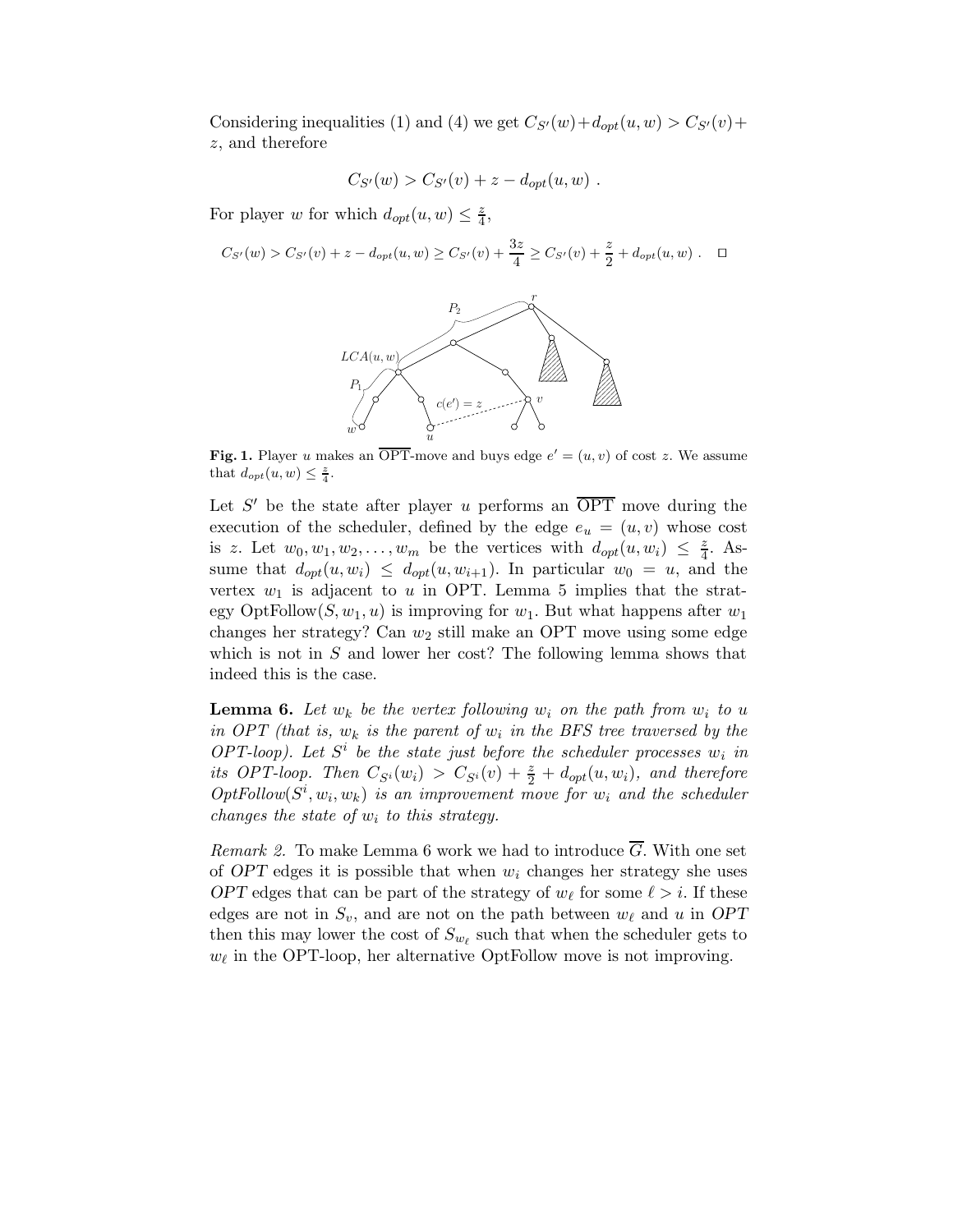Considering inequalities (1) and (4) we get $C_{S'}(w) + d_{opt}(u,w) > C_{S'}(v) + z$, and therefore

$$C_{S'}(w) > C_{S'}(v) + z - d_{opt}(u,w) \ .$$

For player $w$ for which $d_{opt}(u,w) \leq \frac{z}{4}$,

$$C_{S'}(w) > C_{S'}(v) + z - d_{opt}(u,w) \geq C_{S'}(v) + \frac{3z}{4} \geq C_{S'}(v) + \frac{z}{2} + d_{opt}(u,w) \ . \quad \square$$

**Fig. 1.** Player $u$ makes an $\overline{\text{OPT}}$-move and buys edge $e' = (u,v)$ of cost $z$. We assume that $d_{opt}(u,w) \leq \frac{z}{4}$.

Let $S'$ be the state after player $u$ performs an $\overline{\text{OPT}}$ move during the execution of the scheduler, defined by the edge $e_u = (u,v)$ whose cost is $z$. Let $w_0, w_1, w_2, \ldots, w_m$ be the vertices with $d_{opt}(u,w_i) \leq \frac{z}{4}$. Assume that $d_{opt}(u,w_i) \leq d_{opt}(u,w_{i+1})$. In particular $w_0 = u$, and the vertex $w_1$ is adjacent to $u$ in OPT. Lemma 5 implies that the strategy OptFollow$(S, w_1, u)$ is improving for $w_1$. But what happens after $w_1$ changes her strategy? Can $w_2$ still make an OPT move using some edge which is not in $S$ and lower her cost? The following lemma shows that indeed this is the case.

**Lemma 6.** *Let $w_k$ be the vertex following $w_i$ on the path from $w_i$ to $u$ in OPT (that is, $w_k$ is the parent of $w_i$ in the BFS tree traversed by the OPT-loop). Let $S^i$ be the state just before the scheduler processes $w_i$ in its OPT-loop. Then $C_{S^i}(w_i) > C_{S^i}(v) + \frac{z}{2} + d_{opt}(u,w_i)$, and therefore OptFollow$(S^i, w_i, w_k)$ is an improvement move for $w_i$ and the scheduler changes the state of $w_i$ to this strategy.*

*Remark 2.* To make Lemma 6 work we had to introduce $\overline{G}$. With one set of $OPT$ edges it is possible that when $w_i$ changes her strategy she uses $OPT$ edges that can be part of the strategy of $w_\ell$ for some $\ell > i$. If these edges are not in $S_v$, and are not on the path between $w_\ell$ and $u$ in $OPT$ then this may lower the cost of $S_{w_\ell}$ such that when the scheduler gets to $w_\ell$ in the OPT-loop, her alternative OptFollow move is not improving.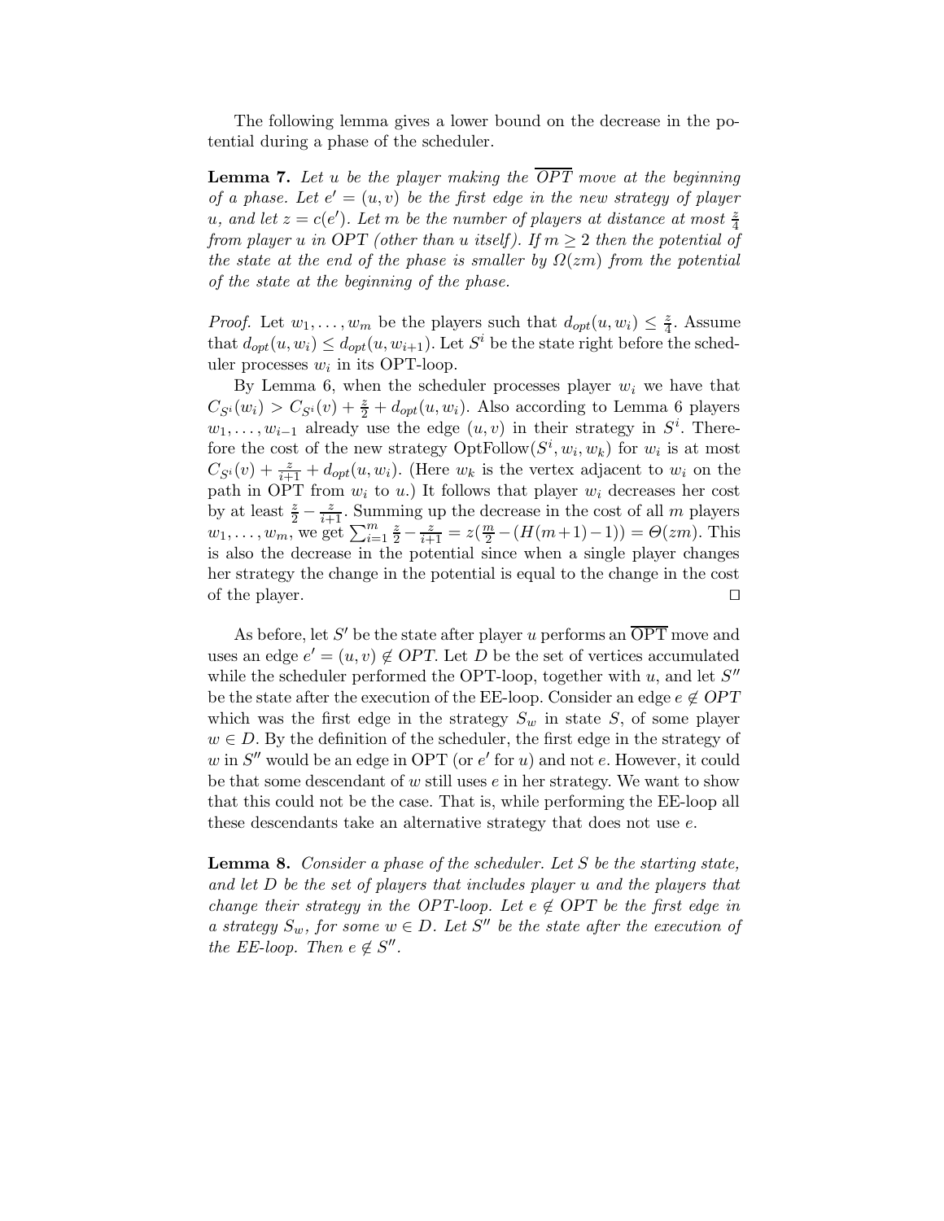The following lemma gives a lower bound on the decrease in the potential during a phase of the scheduler.

**Lemma 7.** *Let $u$ be the player making the $\overline{OPT}$ move at the beginning of a phase. Let $e' = (u, v)$ be the first edge in the new strategy of player $u$, and let $z = c(e')$. Let $m$ be the number of players at distance at most $\frac{z}{4}$ from player $u$ in OPT (other than $u$ itself). If $m \geq 2$ then the potential of the state at the end of the phase is smaller by $\Omega(zm)$ from the potential of the state at the beginning of the phase.*

*Proof.* Let $w_1, \ldots, w_m$ be the players such that $d_{opt}(u, w_i) \leq \frac{z}{4}$. Assume that $d_{opt}(u, w_i) \leq d_{opt}(u, w_{i+1})$. Let $S^i$ be the state right before the scheduler processes $w_i$ in its OPT-loop.

By Lemma 6, when the scheduler processes player $w_i$ we have that $C_{S^i}(w_i) > C_{S^i}(v) + \frac{z}{2} + d_{opt}(u, w_i)$. Also according to Lemma 6 players $w_1, \ldots, w_{i-1}$ already use the edge $(u, v)$ in their strategy in $S^i$. Therefore the cost of the new strategy $\text{OptFollow}(S^i, w_i, w_k)$ for $w_i$ is at most $C_{S^i}(v) + \frac{z}{i+1} + d_{opt}(u, w_i)$. (Here $w_k$ is the vertex adjacent to $w_i$ on the path in OPT from $w_i$ to $u$.) It follows that player $w_i$ decreases her cost by at least $\frac{z}{2} - \frac{z}{i+1}$. Summing up the decrease in the cost of all $m$ players $w_1, \ldots, w_m$, we get $\sum_{i=1}^{m} \frac{z}{2} - \frac{z}{i+1} = z(\frac{m}{2} - (H(m+1) - 1)) = \Theta(zm)$. This is also the decrease in the potential since when a single player changes her strategy the change in the potential is equal to the change in the cost of the player. $\square$

As before, let $S'$ be the state after player $u$ performs an $\overline{\text{OPT}}$ move and uses an edge $e' = (u, v) \notin OPT$. Let $D$ be the set of vertices accumulated while the scheduler performed the OPT-loop, together with $u$, and let $S''$ be the state after the execution of the EE-loop. Consider an edge $e \notin OPT$ which was the first edge in the strategy $S_w$ in state $S$, of some player $w \in D$. By the definition of the scheduler, the first edge in the strategy of $w$ in $S''$ would be an edge in OPT (or $e'$ for $u$) and not $e$. However, it could be that some descendant of $w$ still uses $e$ in her strategy. We want to show that this could not be the case. That is, while performing the EE-loop all these descendants take an alternative strategy that does not use $e$.

**Lemma 8.** *Consider a phase of the scheduler. Let $S$ be the starting state, and let $D$ be the set of players that includes player $u$ and the players that change their strategy in the OPT-loop. Let $e \notin OPT$ be the first edge in a strategy $S_w$, for some $w \in D$. Let $S''$ be the state after the execution of the EE-loop. Then $e \notin S''$.*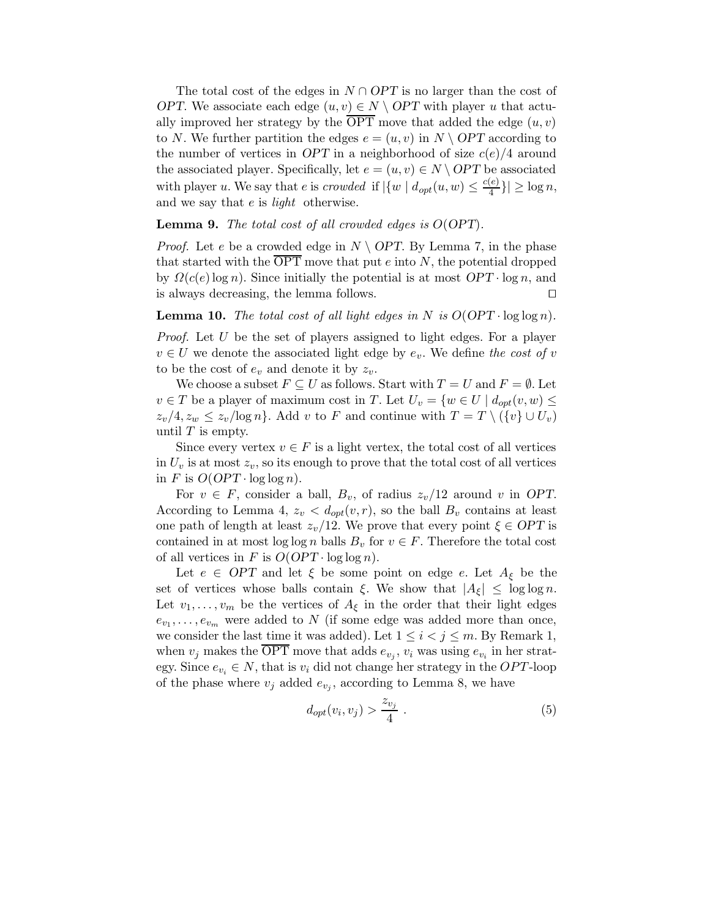The total cost of the edges in $N \cap OPT$ is no larger than the cost of $OPT$. We associate each edge $(u, v) \in N \setminus OPT$ with player $u$ that actually improved her strategy by the $\overline{\text{OPT}}$ move that added the edge $(u, v)$ to $N$. We further partition the edges $e = (u, v)$ in $N \setminus OPT$ according to the number of vertices in $OPT$ in a neighborhood of size $c(e)/4$ around the associated player. Specifically, let $e = (u, v) \in N \setminus OPT$ be associated with player $u$. We say that $e$ is *crowded* if $|\{w \mid d_{opt}(u, w) \leq \frac{c(e)}{4}\}| \geq \log n$, and we say that $e$ is *light* otherwise.

**Lemma 9.** *The total cost of all crowded edges is $O(OPT)$.*

*Proof.* Let $e$ be a crowded edge in $N \setminus OPT$. By Lemma 7, in the phase that started with the $\overline{\text{OPT}}$ move that put $e$ into $N$, the potential dropped by $\Omega(c(e) \log n)$. Since initially the potential is at most $OPT \cdot \log n$, and is always decreasing, the lemma follows. □

**Lemma 10.** *The total cost of all light edges in $N$ is $O(OPT \cdot \log \log n)$.*

*Proof.* Let $U$ be the set of players assigned to light edges. For a player $v \in U$ we denote the associated light edge by $e_v$. We define *the cost of* $v$ to be the cost of $e_v$ and denote it by $z_v$.

We choose a subset $F \subseteq U$ as follows. Start with $T = U$ and $F = \emptyset$. Let $v \in T$ be a player of maximum cost in $T$. Let $U_v = \{w \in U \mid d_{opt}(v, w) \leq z_v/4, z_w \leq z_v/\log n\}$. Add $v$ to $F$ and continue with $T = T \setminus (\{v\} \cup U_v)$ until $T$ is empty.

Since every vertex $v \in F$ is a light vertex, the total cost of all vertices in $U_v$ is at most $z_v$, so its enough to prove that the total cost of all vertices in $F$ is $O(OPT \cdot \log \log n)$.

For $v \in F$, consider a ball, $B_v$, of radius $z_v/12$ around $v$ in $OPT$. According to Lemma 4, $z_v < d_{opt}(v, r)$, so the ball $B_v$ contains at least one path of length at least $z_v/12$. We prove that every point $\xi \in OPT$ is contained in at most $\log \log n$ balls $B_v$ for $v \in F$. Therefore the total cost of all vertices in $F$ is $O(OPT \cdot \log \log n)$.

Let $e \in OPT$ and let $\xi$ be some point on edge $e$. Let $A_\xi$ be the set of vertices whose balls contain $\xi$. We show that $|A_\xi| \leq \log \log n$. Let $v_1, \ldots, v_m$ be the vertices of $A_\xi$ in the order that their light edges $e_{v_1}, \ldots, e_{v_m}$ were added to $N$ (if some edge was added more than once, we consider the last time it was added). Let $1 \leq i < j \leq m$. By Remark 1, when $v_j$ makes the $\overline{\text{OPT}}$ move that adds $e_{v_j}$, $v_i$ was using $e_{v_i}$ in her strategy. Since $e_{v_i} \in N$, that is $v_i$ did not change her strategy in the $OPT$-loop of the phase where $v_j$ added $e_{v_j}$, according to Lemma 8, we have

$$d_{opt}(v_i, v_j) > \frac{z_{v_j}}{4} \ . \tag{5}$$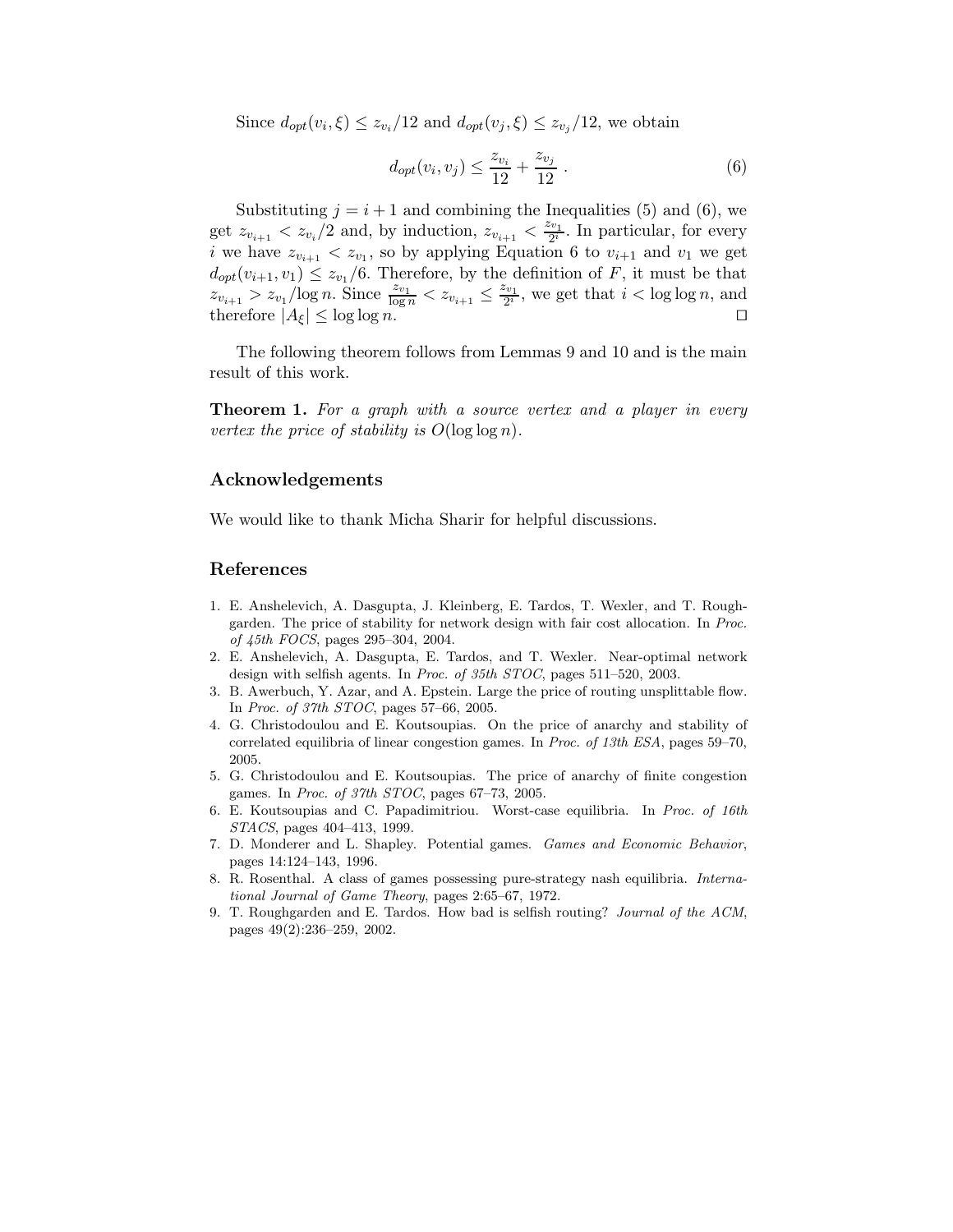Since $d_{opt}(v_i, \xi) \leq z_{v_i}/12$ and $d_{opt}(v_j, \xi) \leq z_{v_j}/12$, we obtain

$$d_{opt}(v_i, v_j) \leq \frac{z_{v_i}}{12} + \frac{z_{v_j}}{12} \ . \tag{6}$$

Substituting $j = i + 1$ and combining the Inequalities (5) and (6), we get $z_{v_{i+1}} < z_{v_i}/2$ and, by induction, $z_{v_{i+1}} < \frac{z_{v_1}}{2^i}$. In particular, for every $i$ we have $z_{v_{i+1}} < z_{v_1}$, so by applying Equation 6 to $v_{i+1}$ and $v_1$ we get $d_{opt}(v_{i+1}, v_1) \leq z_{v_1}/6$. Therefore, by the definition of $F$, it must be that $z_{v_{i+1}} > z_{v_1}/\log n$. Since $\frac{z_{v_1}}{\log n} < z_{v_{i+1}} \leq \frac{z_{v_1}}{2^i}$, we get that $i < \log \log n$, and therefore $|A_\xi| \leq \log \log n$. □

The following theorem follows from Lemmas 9 and 10 and is the main result of this work.

**Theorem 1.** *For a graph with a source vertex and a player in every vertex the price of stability is* $O(\log \log n)$.

## Acknowledgements

We would like to thank Micha Sharir for helpful discussions.

## References

1. E. Anshelevich, A. Dasgupta, J. Kleinberg, E. Tardos, T. Wexler, and T. Roughgarden. The price of stability for network design with fair cost allocation. In *Proc. of 45th FOCS*, pages 295–304, 2004.
2. E. Anshelevich, A. Dasgupta, E. Tardos, and T. Wexler. Near-optimal network design with selfish agents. In *Proc. of 35th STOC*, pages 511–520, 2003.
3. B. Awerbuch, Y. Azar, and A. Epstein. Large the price of routing unsplittable flow. In *Proc. of 37th STOC*, pages 57–66, 2005.
4. G. Christodoulou and E. Koutsoupias. On the price of anarchy and stability of correlated equilibria of linear congestion games. In *Proc. of 13th ESA*, pages 59–70, 2005.
5. G. Christodoulou and E. Koutsoupias. The price of anarchy of finite congestion games. In *Proc. of 37th STOC*, pages 67–73, 2005.
6. E. Koutsoupias and C. Papadimitriou. Worst-case equilibria. In *Proc. of 16th STACS*, pages 404–413, 1999.
7. D. Monderer and L. Shapley. Potential games. *Games and Economic Behavior*, pages 14:124–143, 1996.
8. R. Rosenthal. A class of games possessing pure-strategy nash equilibria. *International Journal of Game Theory*, pages 2:65–67, 1972.
9. T. Roughgarden and E. Tardos. How bad is selfish routing? *Journal of the ACM*, pages 49(2):236–259, 2002.